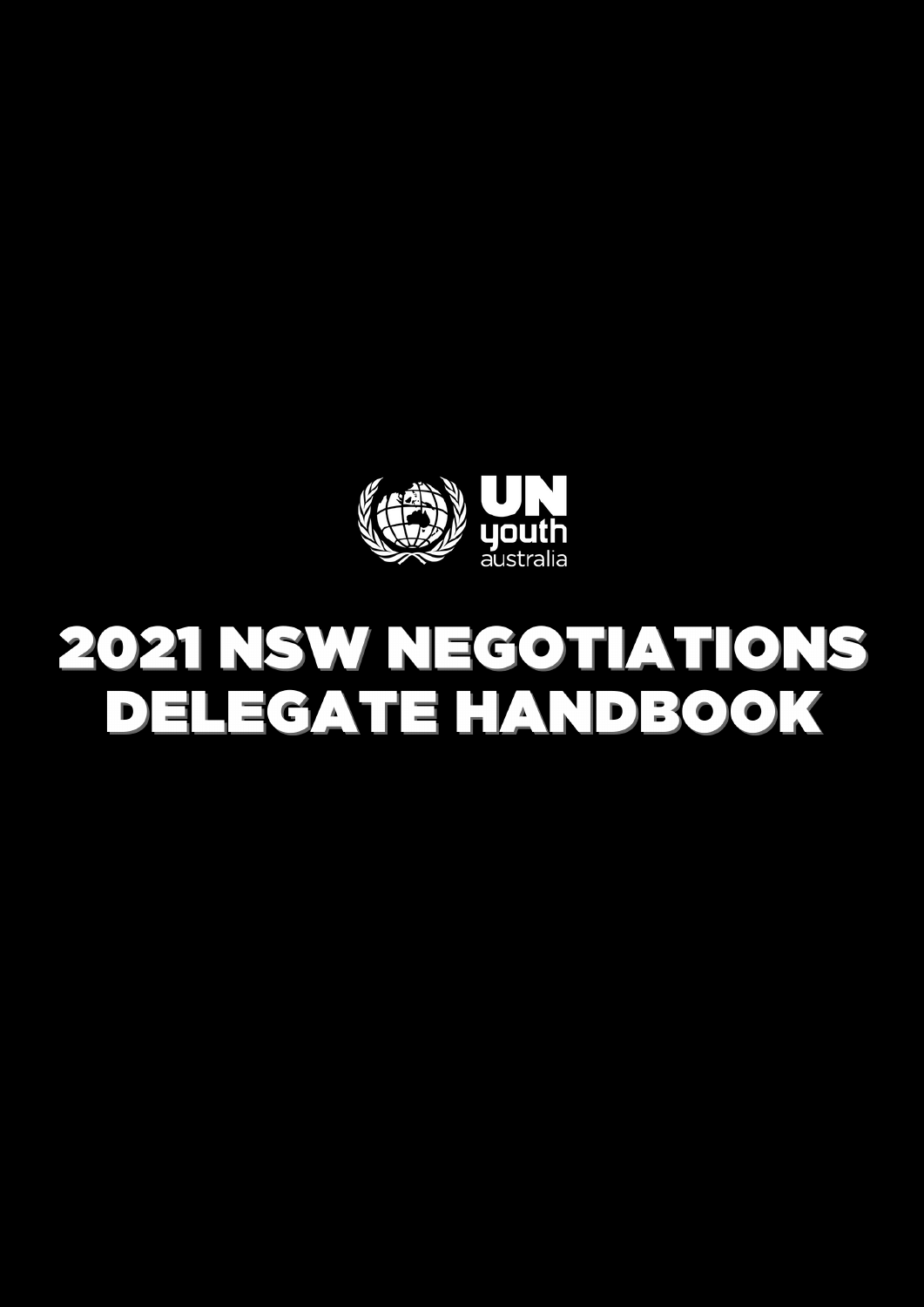UN youth australia

# 2021 NSW NEGOTIATIONS DELEGATE HANDBOOK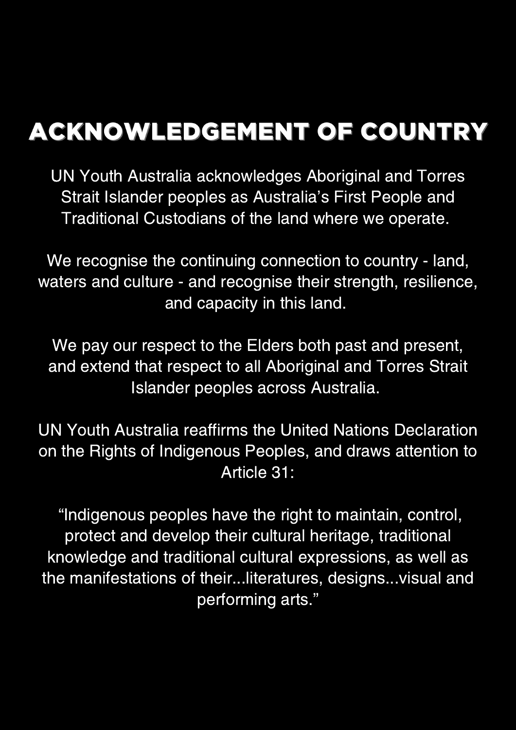# ACKNOWLEDGEMENT OF COUNTRY

UN Youth Australia acknowledges Aboriginal and Torres Strait Islander peoples as Australia's First People and Traditional Custodians of the land where we operate.

We recognise the continuing connection to country - land, waters and culture - and recognise their strength, resilience, and capacity in this land.

We pay our respect to the Elders both past and present, and extend that respect to all Aboriginal and Torres Strait Islander peoples across Australia.

UN Youth Australia reaffirms the United Nations Declaration on the Rights of Indigenous Peoples, and draws attention to Article 31:

"Indigenous peoples have the right to maintain, control, protect and develop their cultural heritage, traditional knowledge and traditional cultural expressions, as well as the manifestations of their...literatures, designs...visual and performing arts."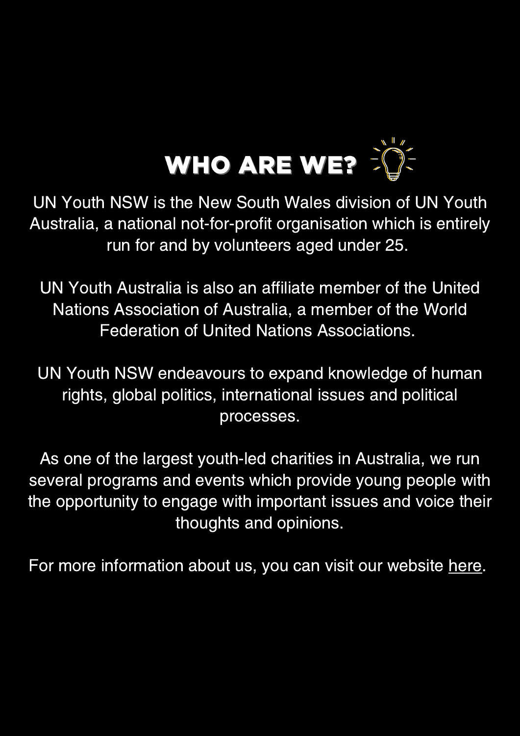# WHO ARE WE?

UN Youth NSW is the New South Wales division of UN Youth Australia, a national not-for-profit organisation which is entirely run for and by volunteers aged under 25.

UN Youth Australia is also an affiliate member of the United Nations Association of Australia, a member of the World Federation of United Nations Associations.

UN Youth NSW endeavours to expand knowledge of human rights, global politics, international issues and political processes.

As one of the largest youth-led charities in Australia, we run several programs and events which provide young people with the opportunity to engage with important issues and voice their thoughts and opinions.

For more information about us, you can visit our website here.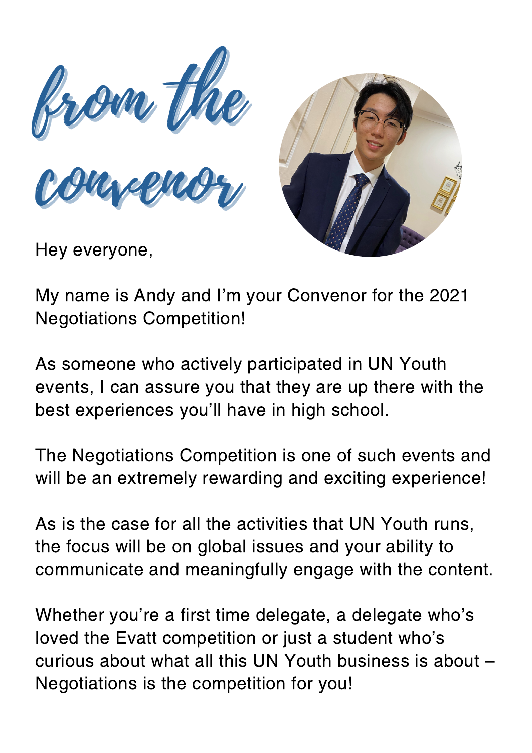# from the convenor

Hey everyone,

My name is Andy and I'm your Convenor for the 2021 Negotiations Competition!

As someone who actively participated in UN Youth events, I can assure you that they are up there with the best experiences you'll have in high school.

The Negotiations Competition is one of such events and will be an extremely rewarding and exciting experience!

As is the case for all the activities that UN Youth runs, the focus will be on global issues and your ability to communicate and meaningfully engage with the content.

Whether you're a first time delegate, a delegate who's loved the Evatt competition or just a student who's curious about what all this UN Youth business is about – Negotiations is the competition for you!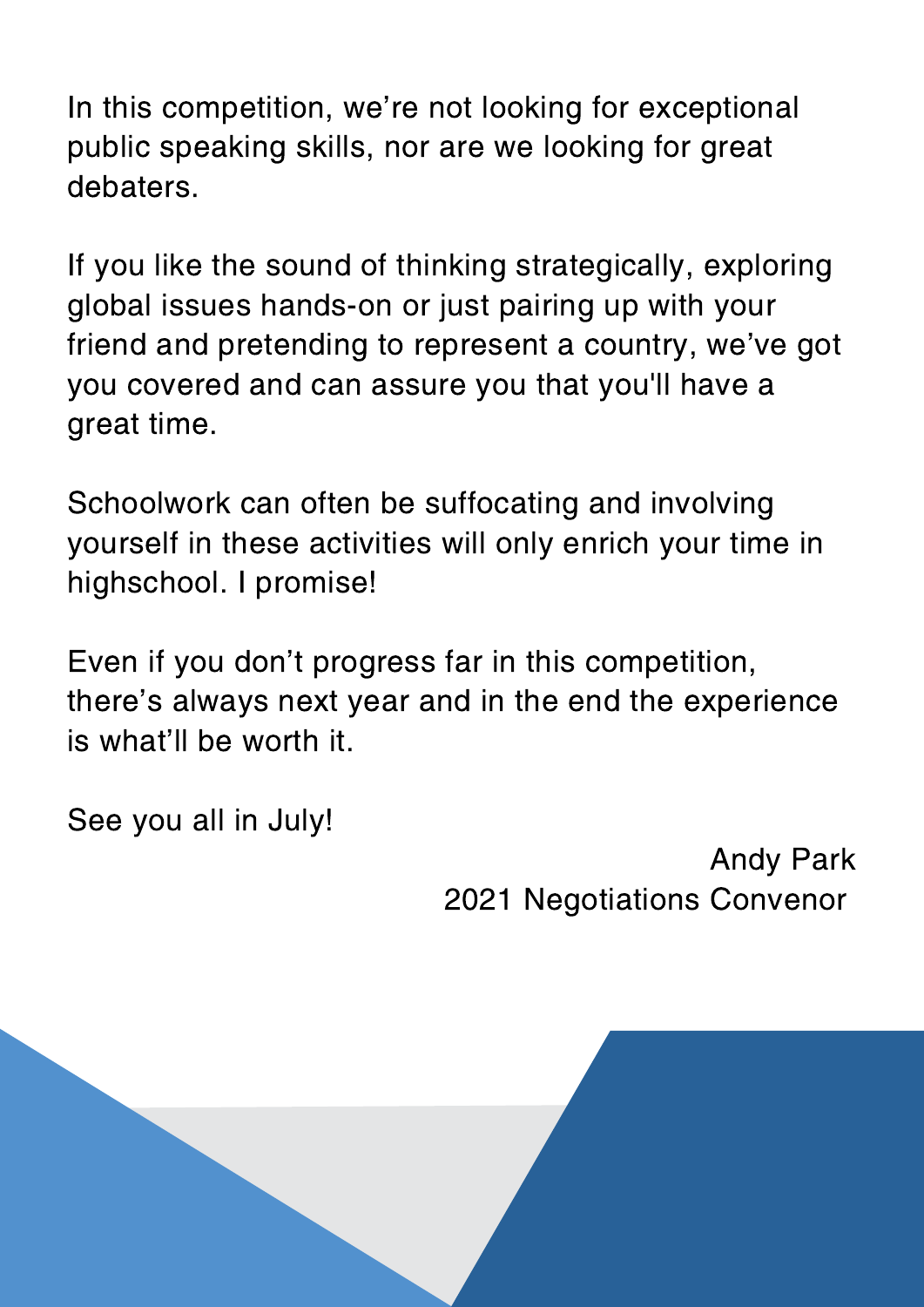In this competition, we're not looking for exceptional public speaking skills, nor are we looking for great debaters.

If you like the sound of thinking strategically, exploring global issues hands-on or just pairing up with your friend and pretending to represent a country, we've got you covered and can assure you that you'll have a great time.

Schoolwork can often be suffocating and involving yourself in these activities will only enrich your time in highschool. I promise!

Even if you don't progress far in this competition, there's always next year and in the end the experience is what'll be worth it.

See you all in July!

Andy Park
2021 Negotiations Convenor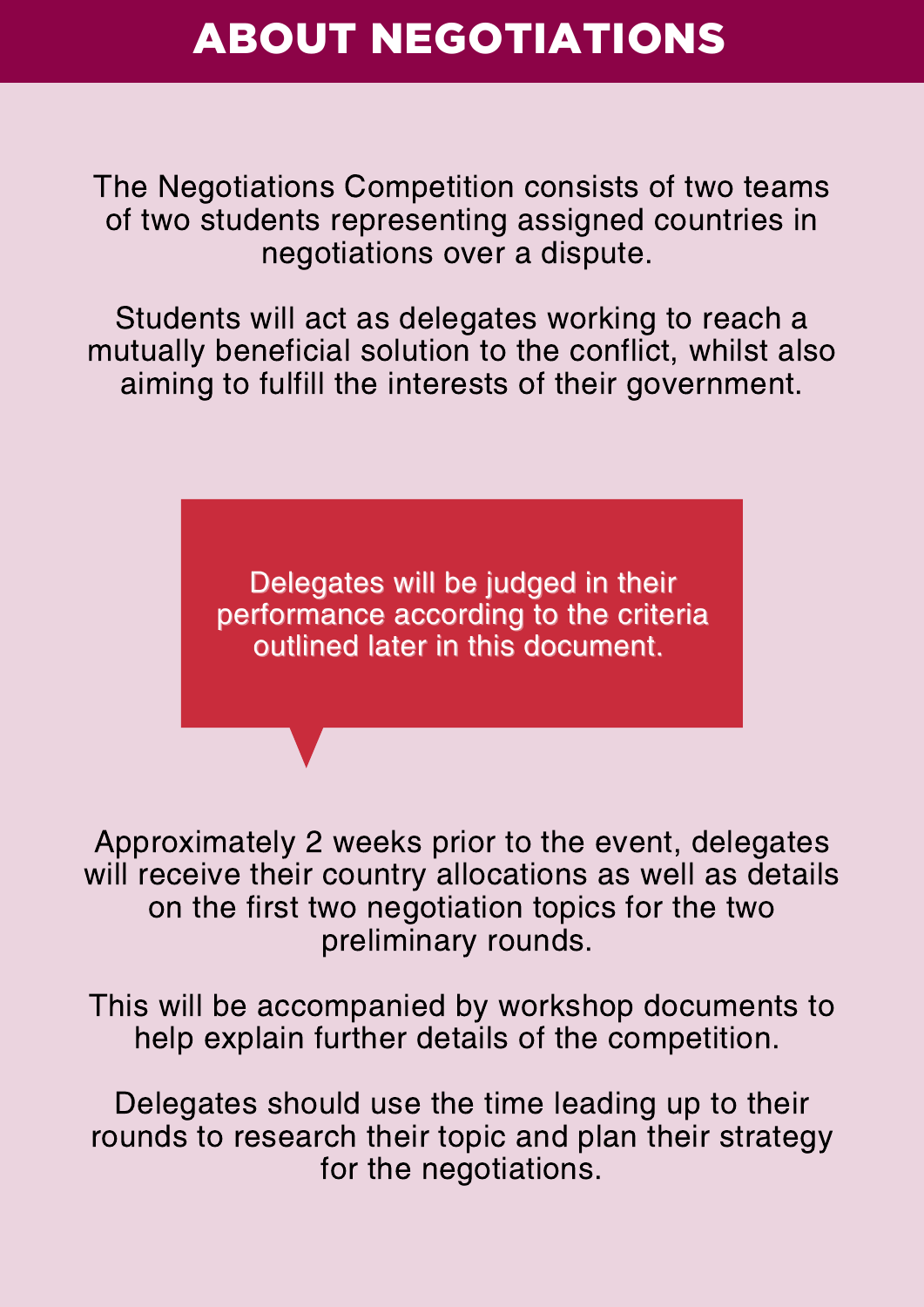# ABOUT NEGOTIATIONS

The Negotiations Competition consists of two teams of two students representing assigned countries in negotiations over a dispute.

Students will act as delegates working to reach a mutually beneficial solution to the conflict, whilst also aiming to fulfill the interests of their government.

Delegates will be judged in their performance according to the criteria outlined later in this document.

Approximately 2 weeks prior to the event, delegates will receive their country allocations as well as details on the first two negotiation topics for the two preliminary rounds.

This will be accompanied by workshop documents to help explain further details of the competition.

Delegates should use the time leading up to their rounds to research their topic and plan their strategy for the negotiations.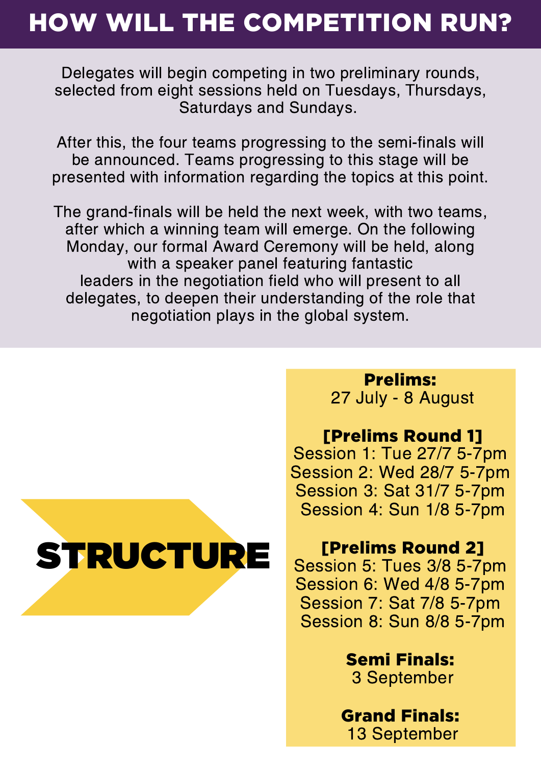# HOW WILL THE COMPETITION RUN?

Delegates will begin competing in two preliminary rounds, selected from eight sessions held on Tuesdays, Thursdays, Saturdays and Sundays.

After this, the four teams progressing to the semi-finals will be announced. Teams progressing to this stage will be presented with information regarding the topics at this point.

The grand-finals will be held the next week, with two teams, after which a winning team will emerge. On the following Monday, our formal Award Ceremony will be held, along with a speaker panel featuring fantastic leaders in the negotiation field who will present to all delegates, to deepen their understanding of the role that negotiation plays in the global system.

## STRUCTURE

**Prelims:**
27 July - 8 August

**[Prelims Round 1]**
Session 1: Tue 27/7 5-7pm
Session 2: Wed 28/7 5-7pm
Session 3: Sat 31/7 5-7pm
Session 4: Sun 1/8 5-7pm

**[Prelims Round 2]**
Session 5: Tues 3/8 5-7pm
Session 6: Wed 4/8 5-7pm
Session 7: Sat 7/8 5-7pm
Session 8: Sun 8/8 5-7pm

**Semi Finals:**
3 September

**Grand Finals:**
13 September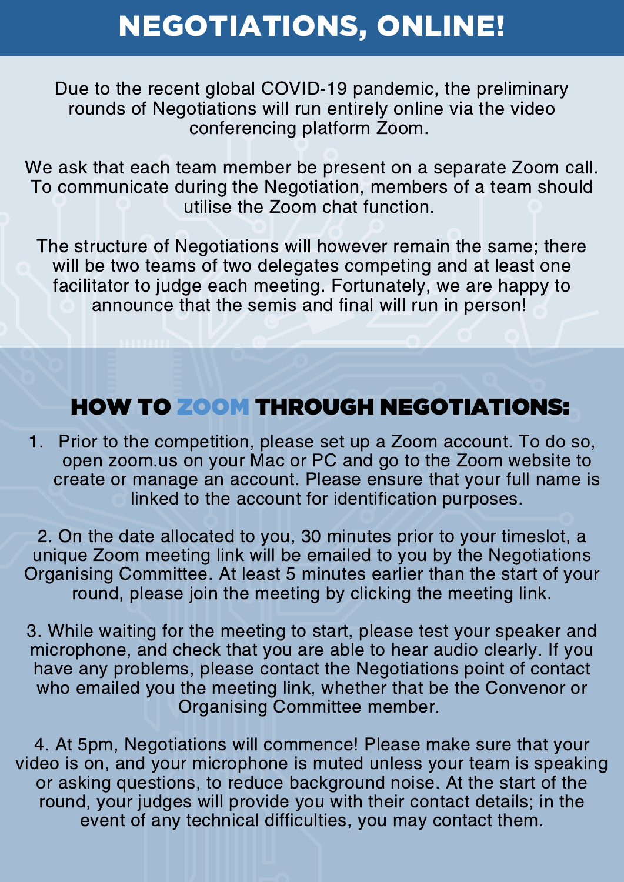# NEGOTIATIONS, ONLINE!

Due to the recent global COVID-19 pandemic, the preliminary rounds of Negotiations will run entirely online via the video conferencing platform Zoom.

We ask that each team member be present on a separate Zoom call. To communicate during the Negotiation, members of a team should utilise the Zoom chat function.

The structure of Negotiations will however remain the same; there will be two teams of two delegates competing and at least one facilitator to judge each meeting. Fortunately, we are happy to announce that the semis and final will run in person!

## HOW TO ZOOM THROUGH NEGOTIATIONS:

1. Prior to the competition, please set up a Zoom account. To do so, open zoom.us on your Mac or PC and go to the Zoom website to create or manage an account. Please ensure that your full name is linked to the account for identification purposes.

2. On the date allocated to you, 30 minutes prior to your timeslot, a unique Zoom meeting link will be emailed to you by the Negotiations Organising Committee. At least 5 minutes earlier than the start of your round, please join the meeting by clicking the meeting link.

3. While waiting for the meeting to start, please test your speaker and microphone, and check that you are able to hear audio clearly. If you have any problems, please contact the Negotiations point of contact who emailed you the meeting link, whether that be the Convenor or Organising Committee member.

4. At 5pm, Negotiations will commence! Please make sure that your video is on, and your microphone is muted unless your team is speaking or asking questions, to reduce background noise. At the start of the round, your judges will provide you with their contact details; in the event of any technical difficulties, you may contact them.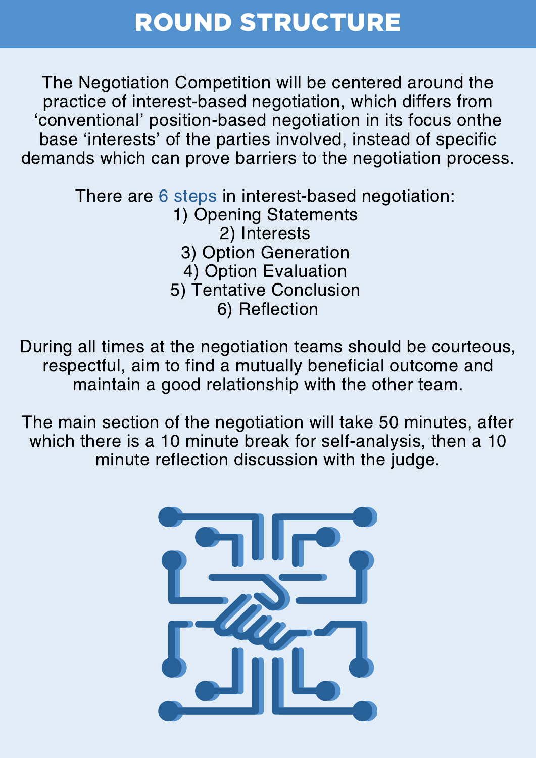# ROUND STRUCTURE

The Negotiation Competition will be centered around the practice of interest-based negotiation, which differs from 'conventional' position-based negotiation in its focus onthe base 'interests' of the parties involved, instead of specific demands which can prove barriers to the negotiation process.

There are 6 steps in interest-based negotiation:

1) Opening Statements
2) Interests
3) Option Generation
4) Option Evaluation
5) Tentative Conclusion
6) Reflection

During all times at the negotiation teams should be courteous, respectful, aim to find a mutually beneficial outcome and maintain a good relationship with the other team.

The main section of the negotiation will take 50 minutes, after which there is a 10 minute break for self-analysis, then a 10 minute reflection discussion with the judge.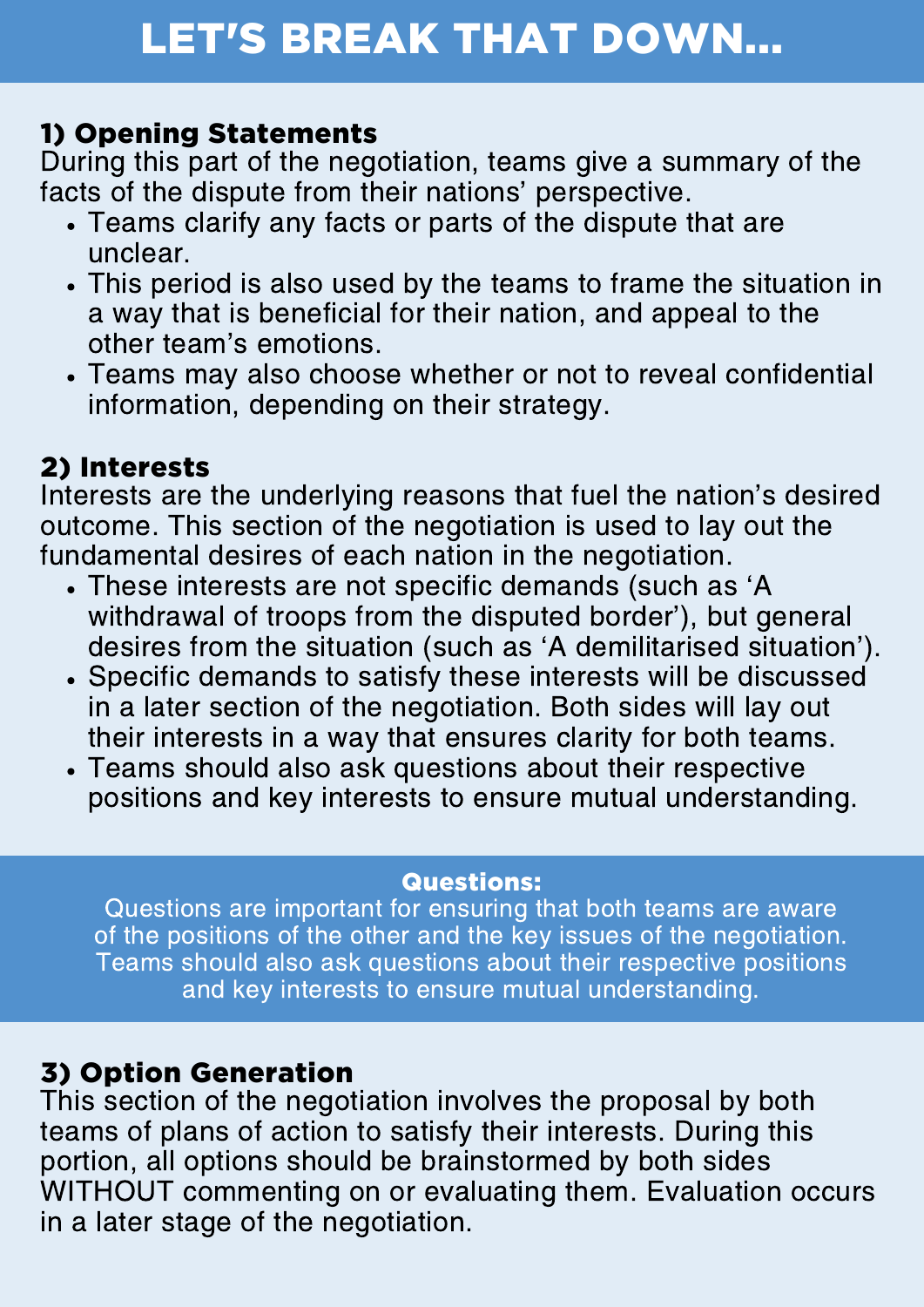# LET'S BREAK THAT DOWN...

### 1) Opening Statements

During this part of the negotiation, teams give a summary of the facts of the dispute from their nations' perspective.

- Teams clarify any facts or parts of the dispute that are unclear.
- This period is also used by the teams to frame the situation in a way that is beneficial for their nation, and appeal to the other team's emotions.
- Teams may also choose whether or not to reveal confidential information, depending on their strategy.

### 2) Interests

Interests are the underlying reasons that fuel the nation's desired outcome. This section of the negotiation is used to lay out the fundamental desires of each nation in the negotiation.

- These interests are not specific demands (such as 'A withdrawal of troops from the disputed border'), but general desires from the situation (such as 'A demilitarised situation').
- Specific demands to satisfy these interests will be discussed in a later section of the negotiation. Both sides will lay out their interests in a way that ensures clarity for both teams.
- Teams should also ask questions about their respective positions and key interests to ensure mutual understanding.

**Questions:**

Questions are important for ensuring that both teams are aware of the positions of the other and the key issues of the negotiation. Teams should also ask questions about their respective positions and key interests to ensure mutual understanding.

### 3) Option Generation

This section of the negotiation involves the proposal by both teams of plans of action to satisfy their interests. During this portion, all options should be brainstormed by both sides WITHOUT commenting on or evaluating them. Evaluation occurs in a later stage of the negotiation.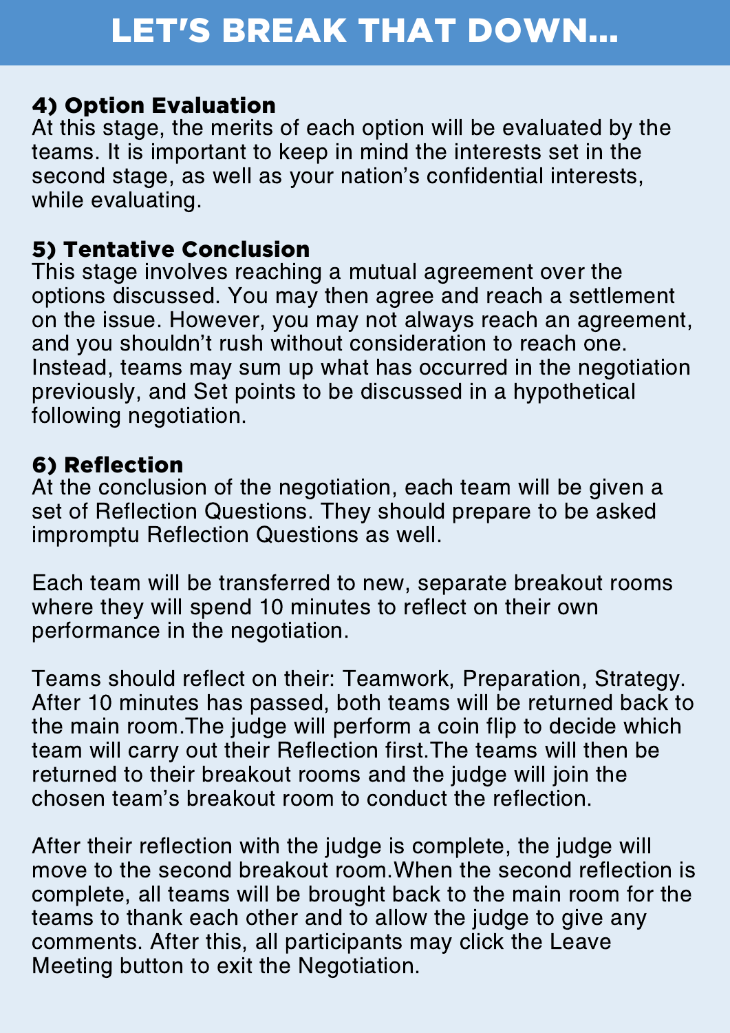# LET'S BREAK THAT DOWN...

**4) Option Evaluation**
At this stage, the merits of each option will be evaluated by the teams. It is important to keep in mind the interests set in the second stage, as well as your nation's confidential interests, while evaluating.

**5) Tentative Conclusion**
This stage involves reaching a mutual agreement over the options discussed. You may then agree and reach a settlement on the issue. However, you may not always reach an agreement, and you shouldn't rush without consideration to reach one. Instead, teams may sum up what has occurred in the negotiation previously, and Set points to be discussed in a hypothetical following negotiation.

**6) Reflection**
At the conclusion of the negotiation, each team will be given a set of Reflection Questions. They should prepare to be asked impromptu Reflection Questions as well.

Each team will be transferred to new, separate breakout rooms where they will spend 10 minutes to reflect on their own performance in the negotiation.

Teams should reflect on their: Teamwork, Preparation, Strategy. After 10 minutes has passed, both teams will be returned back to the main room.The judge will perform a coin flip to decide which team will carry out their Reflection first.The teams will then be returned to their breakout rooms and the judge will join the chosen team's breakout room to conduct the reflection.

After their reflection with the judge is complete, the judge will move to the second breakout room.When the second reflection is complete, all teams will be brought back to the main room for the teams to thank each other and to allow the judge to give any comments. After this, all participants may click the Leave Meeting button to exit the Negotiation.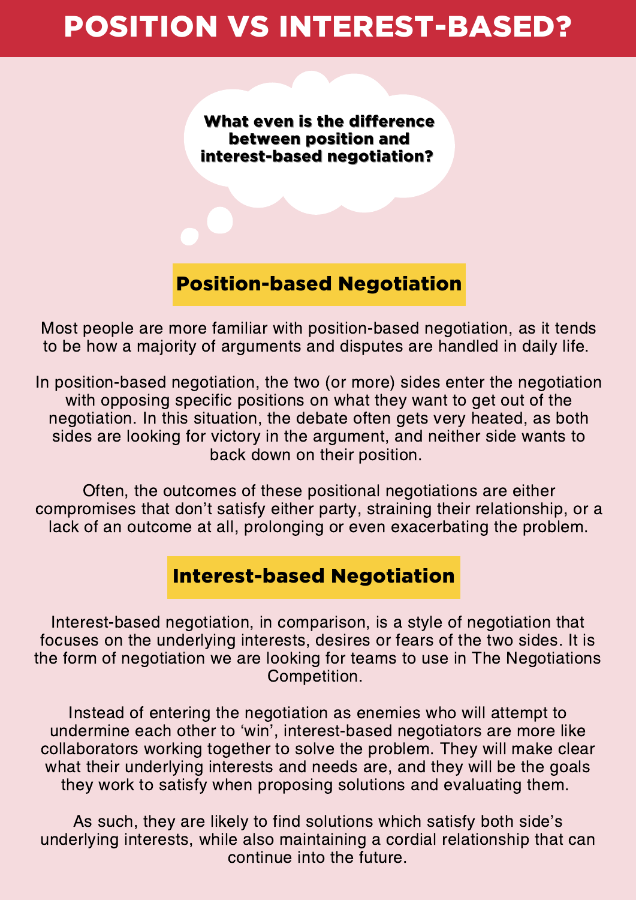# POSITION VS INTEREST-BASED?

**What even is the difference between position and interest-based negotiation?**

## Position-based Negotiation

Most people are more familiar with position-based negotiation, as it tends to be how a majority of arguments and disputes are handled in daily life.

In position-based negotiation, the two (or more) sides enter the negotiation with opposing specific positions on what they want to get out of the negotiation. In this situation, the debate often gets very heated, as both sides are looking for victory in the argument, and neither side wants to back down on their position.

Often, the outcomes of these positional negotiations are either compromises that don't satisfy either party, straining their relationship, or a lack of an outcome at all, prolonging or even exacerbating the problem.

## Interest-based Negotiation

Interest-based negotiation, in comparison, is a style of negotiation that focuses on the underlying interests, desires or fears of the two sides. It is the form of negotiation we are looking for teams to use in The Negotiations Competition.

Instead of entering the negotiation as enemies who will attempt to undermine each other to 'win', interest-based negotiators are more like collaborators working together to solve the problem. They will make clear what their underlying interests and needs are, and they will be the goals they work to satisfy when proposing solutions and evaluating them.

As such, they are likely to find solutions which satisfy both side's underlying interests, while also maintaining a cordial relationship that can continue into the future.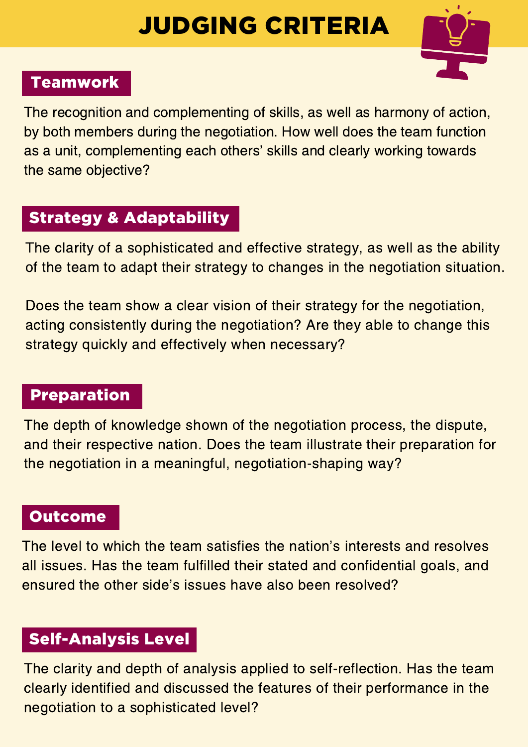# JUDGING CRITERIA

## Teamwork

The recognition and complementing of skills, as well as harmony of action, by both members during the negotiation. How well does the team function as a unit, complementing each others' skills and clearly working towards the same objective?

## Strategy & Adaptability

The clarity of a sophisticated and effective strategy, as well as the ability of the team to adapt their strategy to changes in the negotiation situation.

Does the team show a clear vision of their strategy for the negotiation, acting consistently during the negotiation? Are they able to change this strategy quickly and effectively when necessary?

## Preparation

The depth of knowledge shown of the negotiation process, the dispute, and their respective nation. Does the team illustrate their preparation for the negotiation in a meaningful, negotiation-shaping way?

## Outcome

The level to which the team satisfies the nation's interests and resolves all issues. Has the team fulfilled their stated and confidential goals, and ensured the other side's issues have also been resolved?

## Self-Analysis Level

The clarity and depth of analysis applied to self-reflection. Has the team clearly identified and discussed the features of their performance in the negotiation to a sophisticated level?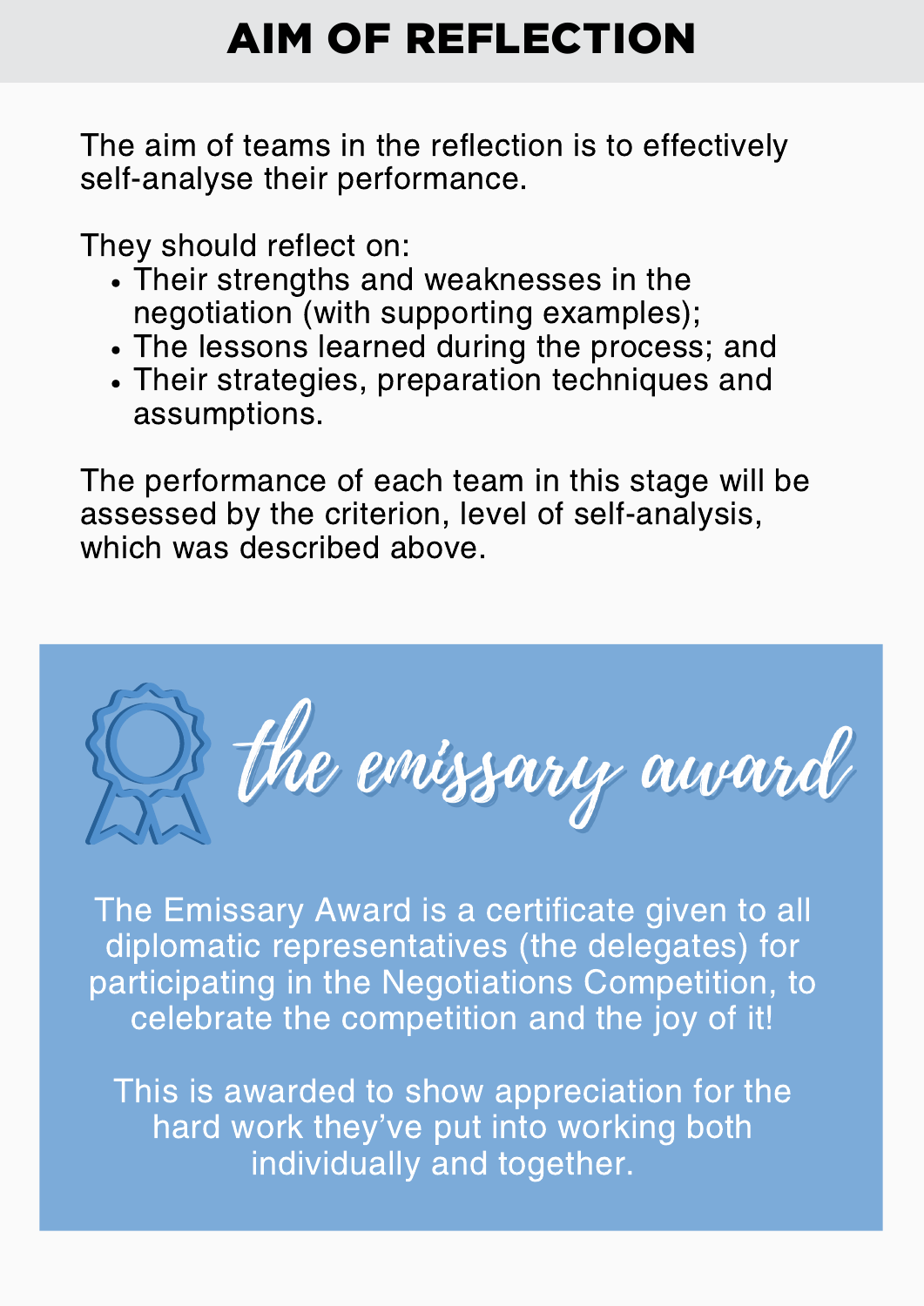# AIM OF REFLECTION

The aim of teams in the reflection is to effectively self-analyse their performance.

They should reflect on:

- Their strengths and weaknesses in the negotiation (with supporting examples);
- The lessons learned during the process; and
- Their strategies, preparation techniques and assumptions.

The performance of each team in this stage will be assessed by the criterion, level of self-analysis, which was described above.

## the emissary award

The Emissary Award is a certificate given to all diplomatic representatives (the delegates) for participating in the Negotiations Competition, to celebrate the competition and the joy of it!

This is awarded to show appreciation for the hard work they've put into working both individually and together.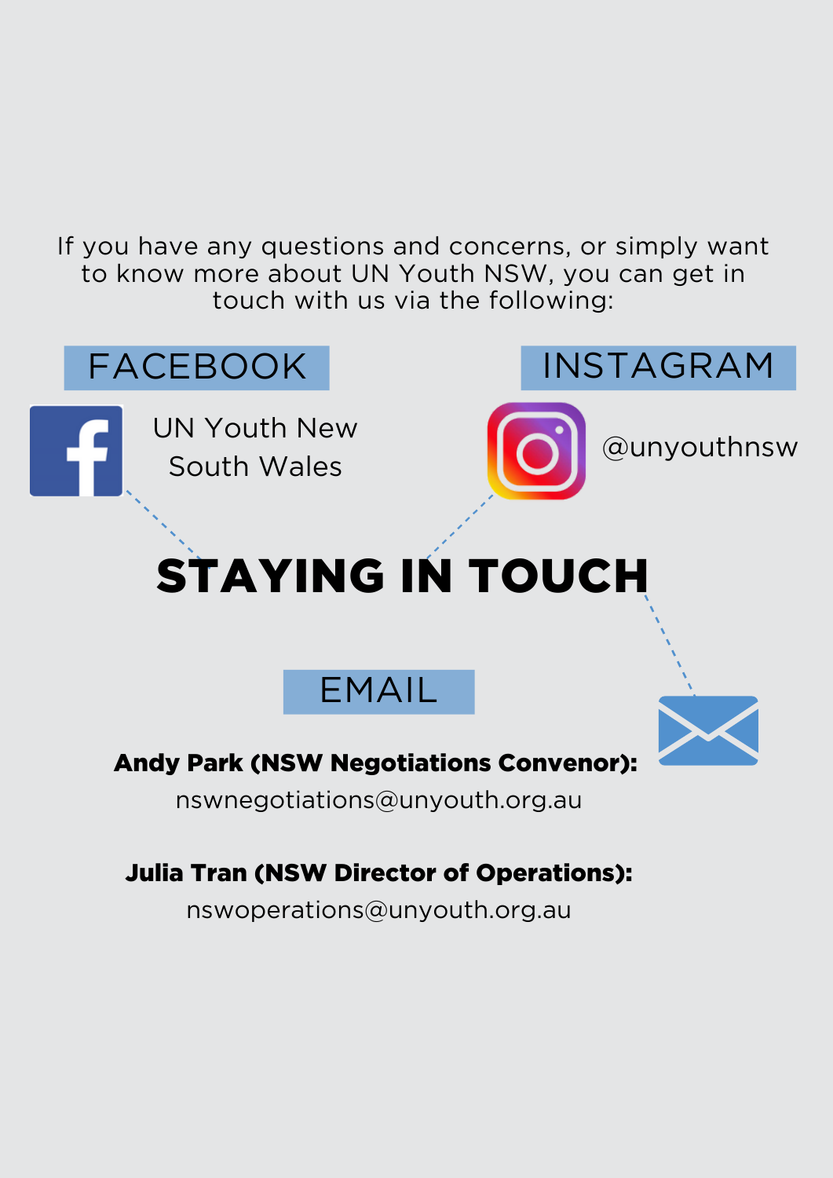If you have any questions and concerns, or simply want to know more about UN Youth NSW, you can get in touch with us via the following:

## FACEBOOK

UN Youth New South Wales

## INSTAGRAM

@unyouthnsw

# STAYING IN TOUCH

## EMAIL

**Andy Park (NSW Negotiations Convenor):**
nswnegotiations@unyouth.org.au

**Julia Tran (NSW Director of Operations):**
nswoperations@unyouth.org.au